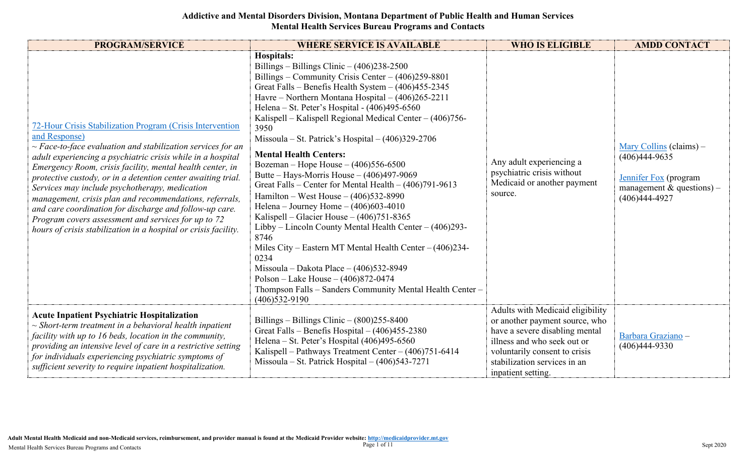**Addictive and Mental Disorders Division, Montana Department of Public Health and Human Services**
**Mental Health Services Bureau Programs and Contacts**

| PROGRAM/SERVICE | WHERE SERVICE IS AVAILABLE | WHO IS ELIGIBLE | AMDD CONTACT |
|---|---|---|---|
| 72-Hour Crisis Stabilization Program (Crisis Intervention and Response)<br>*~ Face-to-face evaluation and stabilization services for an adult experiencing a psychiatric crisis while in a hospital Emergency Room, crisis facility, mental health center, in protective custody, or in a detention center awaiting trial. Services may include psychotherapy, medication management, crisis plan and recommendations, referrals, and care coordination for discharge and follow-up care. Program covers assessment and services for up to 72 hours of crisis stabilization in a hospital or crisis facility.* | **Hospitals:**<br>Billings – Billings Clinic – (406)238-2500<br>Billings – Community Crisis Center – (406)259-8801<br>Great Falls – Benefis Health System – (406)455-2345<br>Havre – Northern Montana Hospital – (406)265-2211<br>Helena – St. Peter's Hospital - (406)495-6560<br>Kalispell – Kalispell Regional Medical Center – (406)756-3950<br>Missoula – St. Patrick's Hospital – (406)329-2706<br>**Mental Health Centers:**<br>Bozeman – Hope House – (406)556-6500<br>Butte – Hays-Morris House – (406)497-9069<br>Great Falls – Center for Mental Health – (406)791-9613<br>Hamilton – West House – (406)532-8990<br>Helena – Journey Home – (406)603-4010<br>Kalispell – Glacier House – (406)751-8365<br>Libby – Lincoln County Mental Health Center – (406)293-8746<br>Miles City – Eastern MT Mental Health Center – (406)234-0234<br>Missoula – Dakota Place – (406)532-8949<br>Polson – Lake House – (406)872-0474<br>Thompson Falls – Sanders Community Mental Health Center – (406)532-9190 | Any adult experiencing a psychiatric crisis without Medicaid or another payment source. | Mary Collins (claims) – (406)444-9635<br><br>Jennifer Fox (program management & questions) – (406)444-4927 |
| **Acute Inpatient Psychiatric Hospitalization**<br>*~ Short-term treatment in a behavioral health inpatient facility with up to 16 beds, location in the community, providing an intensive level of care in a restrictive setting for individuals experiencing psychiatric symptoms of sufficient severity to require inpatient hospitalization.* | Billings – Billings Clinic – (800)255-8400<br>Great Falls – Benefis Hospital – (406)455-2380<br>Helena – St. Peter's Hospital (406)495-6560<br>Kalispell – Pathways Treatment Center – (406)751-6414<br>Missoula – St. Patrick Hospital – (406)543-7271 | Adults with Medicaid eligibility or another payment source, who have a severe disabling mental illness and who seek out or voluntarily consent to crisis stabilization services in an inpatient setting. | Barbara Graziano – (406)444-9330 |

**Adult Mental Health Medicaid and non-Medicaid services, reimbursement, and provider manual is found at the Medicaid Provider website: http://medicaidprovider.mt.gov**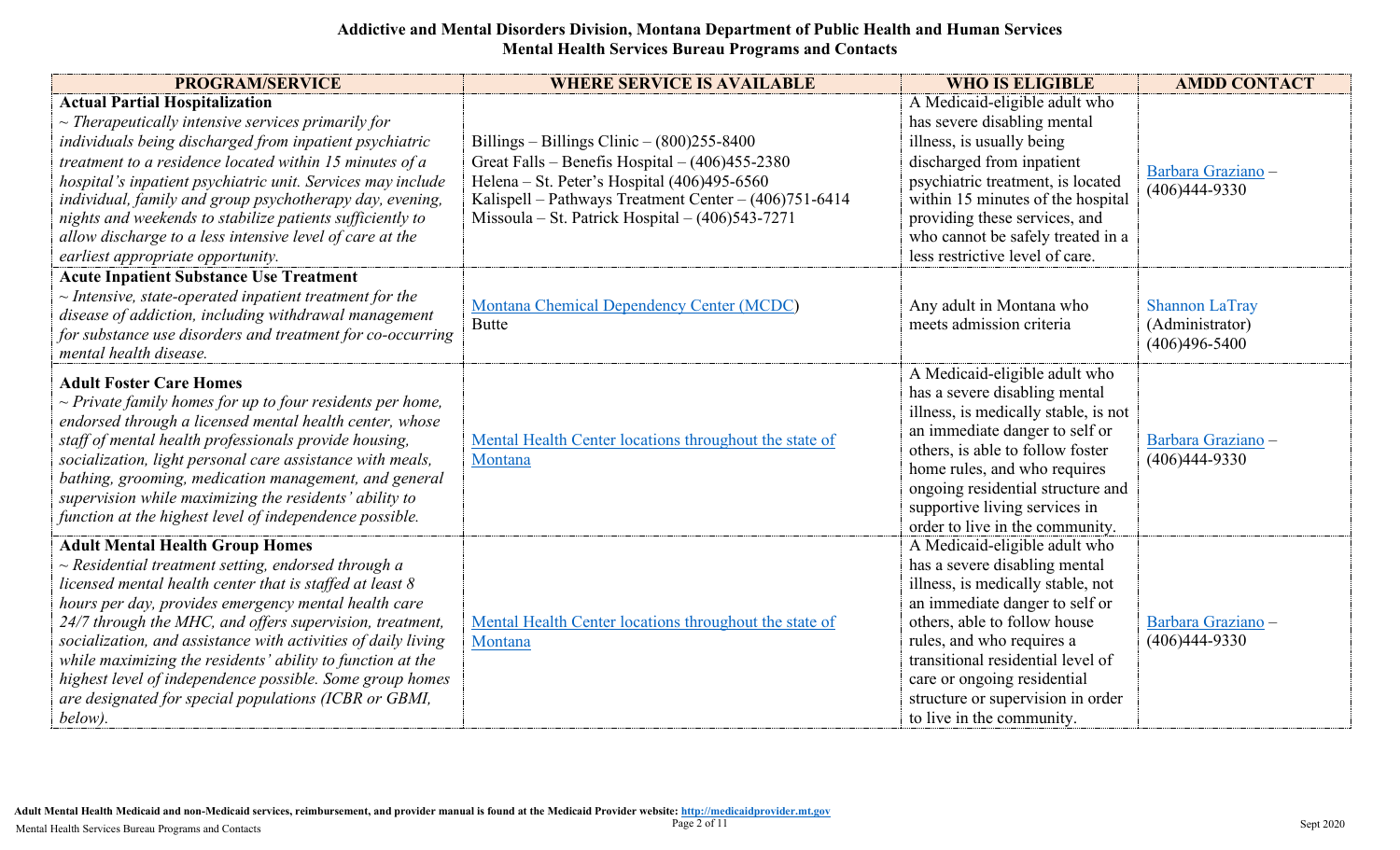**Addictive and Mental Disorders Division, Montana Department of Public Health and Human Services**
**Mental Health Services Bureau Programs and Contacts**

| PROGRAM/SERVICE | WHERE SERVICE IS AVAILABLE | WHO IS ELIGIBLE | AMDD CONTACT |
|---|---|---|---|
| **Actual Partial Hospitalization** *~ Therapeutically intensive services primarily for individuals being discharged from inpatient psychiatric treatment to a residence located within 15 minutes of a hospital's inpatient psychiatric unit. Services may include individual, family and group psychotherapy day, evening, nights and weekends to stabilize patients sufficiently to allow discharge to a less intensive level of care at the earliest appropriate opportunity.* | Billings – Billings Clinic – (800)255-8400<br>Great Falls – Benefis Hospital – (406)455-2380<br>Helena – St. Peter's Hospital (406)495-6560<br>Kalispell – Pathways Treatment Center – (406)751-6414<br>Missoula – St. Patrick Hospital – (406)543-7271 | A Medicaid-eligible adult who has severe disabling mental illness, is usually being discharged from inpatient psychiatric treatment, is located within 15 minutes of the hospital providing these services, and who cannot be safely treated in a less restrictive level of care. | Barbara Graziano – (406)444-9330 |
| **Acute Inpatient Substance Use Treatment** *~ Intensive, state-operated inpatient treatment for the disease of addiction, including withdrawal management for substance use disorders and treatment for co-occurring mental health disease.* | Montana Chemical Dependency Center (MCDC)<br>Butte | Any adult in Montana who meets admission criteria | Shannon LaTray (Administrator) (406)496-5400 |
| **Adult Foster Care Homes** *~ Private family homes for up to four residents per home, endorsed through a licensed mental health center, whose staff of mental health professionals provide housing, socialization, light personal care assistance with meals, bathing, grooming, medication management, and general supervision while maximizing the residents' ability to function at the highest level of independence possible.* | Mental Health Center locations throughout the state of Montana | A Medicaid-eligible adult who has a severe disabling mental illness, is medically stable, is not an immediate danger to self or others, is able to follow foster home rules, and who requires ongoing residential structure and supportive living services in order to live in the community. | Barbara Graziano – (406)444-9330 |
| **Adult Mental Health Group Homes** *~ Residential treatment setting, endorsed through a licensed mental health center that is staffed at least 8 hours per day, provides emergency mental health care 24/7 through the MHC, and offers supervision, treatment, socialization, and assistance with activities of daily living while maximizing the residents' ability to function at the highest level of independence possible. Some group homes are designated for special populations (ICBR or GBMI, below).* | Mental Health Center locations throughout the state of Montana | A Medicaid-eligible adult who has a severe disabling mental illness, is medically stable, not an immediate danger to self or others, able to follow house rules, and who requires a transitional residential level of care or ongoing residential structure or supervision in order to live in the community. | Barbara Graziano – (406)444-9330 |

**Adult Mental Health Medicaid and non-Medicaid services, reimbursement, and provider manual is found at the Medicaid Provider website: http://medicaidprovider.mt.gov**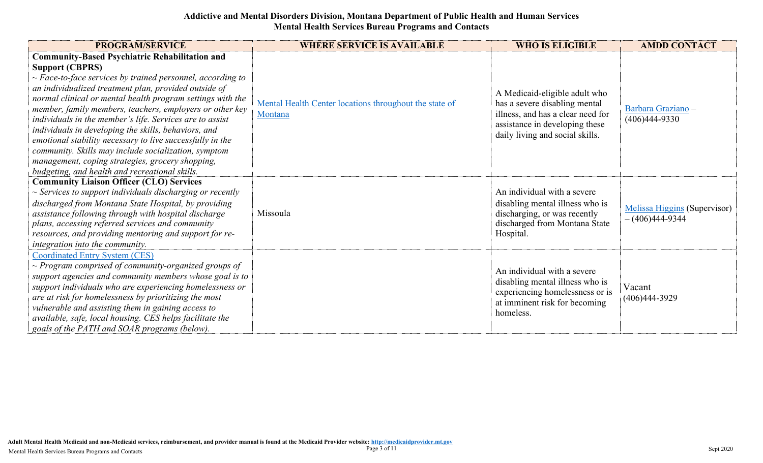**Addictive and Mental Disorders Division, Montana Department of Public Health and Human Services**
**Mental Health Services Bureau Programs and Contacts**

| PROGRAM/SERVICE | WHERE SERVICE IS AVAILABLE | WHO IS ELIGIBLE | AMDD CONTACT |
|---|---|---|---|
| **Community-Based Psychiatric Rehabilitation and Support (CBPRS)** *~ Face-to-face services by trained personnel, according to an individualized treatment plan, provided outside of normal clinical or mental health program settings with the member, family members, teachers, employers or other key individuals in the member's life. Services are to assist individuals in developing the skills, behaviors, and emotional stability necessary to live successfully in the community. Skills may include socialization, symptom management, coping strategies, grocery shopping, budgeting, and health and recreational skills.* | Mental Health Center locations throughout the state of Montana | A Medicaid-eligible adult who has a severe disabling mental illness, and has a clear need for assistance in developing these daily living and social skills. | Barbara Graziano – (406)444-9330 |
| **Community Liaison Officer (CLO) Services** *~ Services to support individuals discharging or recently discharged from Montana State Hospital, by providing assistance following through with hospital discharge plans, accessing referred services and community resources, and providing mentoring and support for re-integration into the community.* | Missoula | An individual with a severe disabling mental illness who is discharging, or was recently discharged from Montana State Hospital. | Melissa Higgins (Supervisor) – (406)444-9344 |
| Coordinated Entry System (CES) *~ Program comprised of community-organized groups of support agencies and community members whose goal is to support individuals who are experiencing homelessness or are at risk for homelessness by prioritizing the most vulnerable and assisting them in gaining access to available, safe, local housing. CES helps facilitate the goals of the PATH and SOAR programs (below).* | | An individual with a severe disabling mental illness who is experiencing homelessness or is at imminent risk for becoming homeless. | Vacant (406)444-3929 |

**Adult Mental Health Medicaid and non-Medicaid services, reimbursement, and provider manual is found at the Medicaid Provider website: http://medicaidprovider.mt.gov**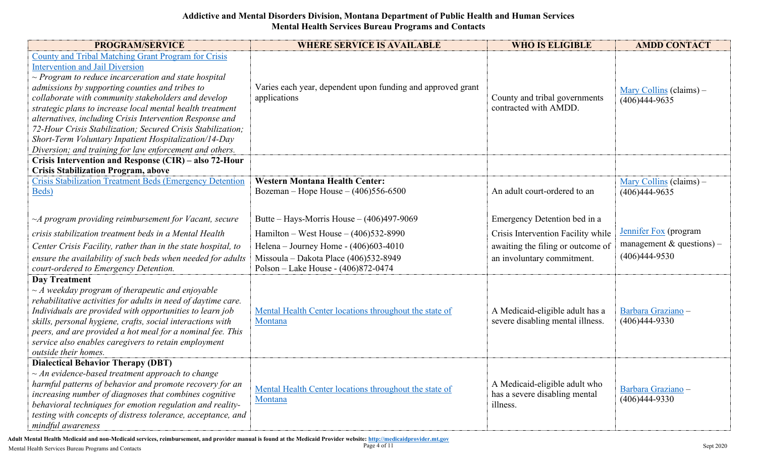**Addictive and Mental Disorders Division, Montana Department of Public Health and Human Services**
**Mental Health Services Bureau Programs and Contacts**

| PROGRAM/SERVICE | WHERE SERVICE IS AVAILABLE | WHO IS ELIGIBLE | AMDD CONTACT |
|---|---|---|---|
| County and Tribal Matching Grant Program for Crisis Intervention and Jail Diversion<br>*~ Program to reduce incarceration and state hospital admissions by supporting counties and tribes to collaborate with community stakeholders and develop strategic plans to increase local mental health treatment alternatives, including Crisis Intervention Response and 72-Hour Crisis Stabilization; Secured Crisis Stabilization; Short-Term Voluntary Inpatient Hospitalization/14-Day Diversion; and training for law enforcement and others.* | Varies each year, dependent upon funding and approved grant applications | County and tribal governments contracted with AMDD. | Mary Collins (claims) – (406)444-9635 |
| **Crisis Intervention and Response (CIR) – also 72-Hour Crisis Stabilization Program, above** | | | |
| Crisis Stabilization Treatment Beds (Emergency Detention Beds)<br><br>*~A program providing reimbursement for Vacant, secure crisis stabilization treatment beds in a Mental Health Center Crisis Facility, rather than in the state hospital, to ensure the availability of such beds when needed for adults court-ordered to Emergency Detention.* | **Western Montana Health Center:**<br>Bozeman – Hope House – (406)556-6500<br><br>Butte – Hays-Morris House – (406)497-9069<br>Hamilton – West House – (406)532-8990<br>Helena – Journey Home - (406)603-4010<br>Missoula – Dakota Place (406)532-8949<br>Polson – Lake House - (406)872-0474 | An adult court-ordered to an Emergency Detention bed in a Crisis Intervention Facility while awaiting the filing or outcome of an involuntary commitment. | Mary Collins (claims) – (406)444-9635<br><br>Jennifer Fox (program management & questions) – (406)444-9530 |
| **Day Treatment**<br>*~ A weekday program of therapeutic and enjoyable rehabilitative activities for adults in need of daytime care. Individuals are provided with opportunities to learn job skills, personal hygiene, crafts, social interactions with peers, and are provided a hot meal for a nominal fee. This service also enables caregivers to retain employment outside their homes.* | Mental Health Center locations throughout the state of Montana | A Medicaid-eligible adult has a severe disabling mental illness. | Barbara Graziano – (406)444-9330 |
| **Dialectical Behavior Therapy (DBT)**<br>*~ An evidence-based treatment approach to change harmful patterns of behavior and promote recovery for an increasing number of diagnoses that combines cognitive behavioral techniques for emotion regulation and reality-testing with concepts of distress tolerance, acceptance, and mindful awareness* | Mental Health Center locations throughout the state of Montana | A Medicaid-eligible adult who has a severe disabling mental illness. | Barbara Graziano – (406)444-9330 |

**Adult Mental Health Medicaid and non-Medicaid services, reimbursement, and provider manual is found at the Medicaid Provider website: http://medicaidprovider.mt.gov**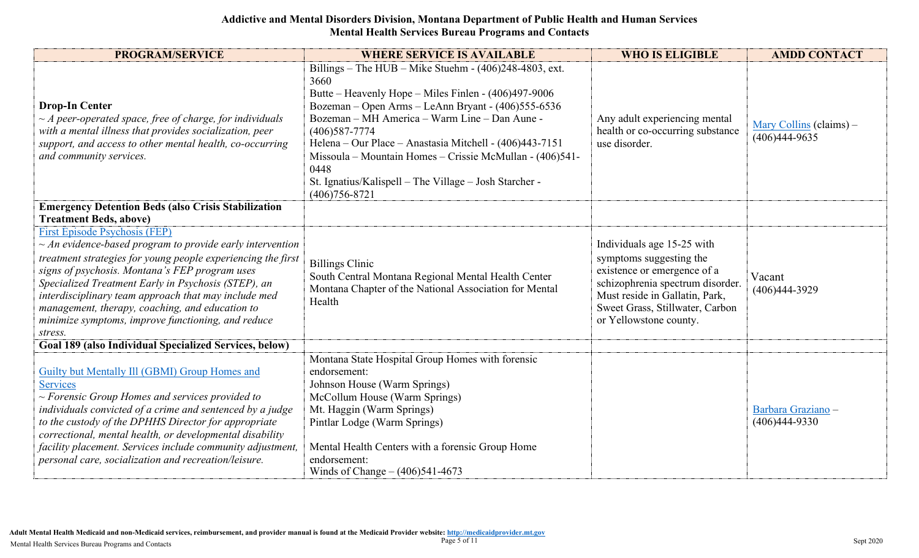**Addictive and Mental Disorders Division, Montana Department of Public Health and Human Services**
**Mental Health Services Bureau Programs and Contacts**

| PROGRAM/SERVICE | WHERE SERVICE IS AVAILABLE | WHO IS ELIGIBLE | AMDD CONTACT |
|---|---|---|---|
| **Drop-In Center**<br>*~ A peer-operated space, free of charge, for individuals with a mental illness that provides socialization, peer support, and access to other mental health, co-occurring and community services.* | Billings – The HUB – Mike Stuehm - (406)248-4803, ext. 3660<br>Butte – Heavenly Hope – Miles Finlen - (406)497-9006<br>Bozeman – Open Arms – LeAnn Bryant - (406)555-6536<br>Bozeman – MH America – Warm Line – Dan Aune - (406)587-7774<br>Helena – Our Place – Anastasia Mitchell - (406)443-7151<br>Missoula – Mountain Homes – Crissie McMullan - (406)541-0448<br>St. Ignatius/Kalispell – The Village – Josh Starcher - (406)756-8721 | Any adult experiencing mental health or co-occurring substance use disorder. | Mary Collins (claims) – (406)444-9635 |
| **Emergency Detention Beds (also Crisis Stabilization Treatment Beds, above)** | | | |
| First Episode Psychosis (FEP)<br>*~ An evidence-based program to provide early intervention treatment strategies for young people experiencing the first signs of psychosis. Montana's FEP program uses Specialized Treatment Early in Psychosis (STEP), an interdisciplinary team approach that may include med management, therapy, coaching, and education to minimize symptoms, improve functioning, and reduce stress.* | Billings Clinic<br>South Central Montana Regional Mental Health Center<br>Montana Chapter of the National Association for Mental Health | Individuals age 15-25 with symptoms suggesting the existence or emergence of a schizophrenia spectrum disorder. Must reside in Gallatin, Park, Sweet Grass, Stillwater, Carbon or Yellowstone county. | Vacant<br>(406)444-3929 |
| **Goal 189 (also Individual Specialized Services, below)** | | | |
| Guilty but Mentally Ill (GBMI) Group Homes and Services<br>*~ Forensic Group Homes and services provided to individuals convicted of a crime and sentenced by a judge to the custody of the DPHHS Director for appropriate correctional, mental health, or developmental disability facility placement. Services include community adjustment, personal care, socialization and recreation/leisure.* | Montana State Hospital Group Homes with forensic endorsement:<br>Johnson House (Warm Springs)<br>McCollum House (Warm Springs)<br>Mt. Haggin (Warm Springs)<br>Pintlar Lodge (Warm Springs)<br><br>Mental Health Centers with a forensic Group Home endorsement:<br>Winds of Change – (406)541-4673 | | Barbara Graziano – (406)444-9330 |

**Adult Mental Health Medicaid and non-Medicaid services, reimbursement, and provider manual is found at the Medicaid Provider website: http://medicaidprovider.mt.gov**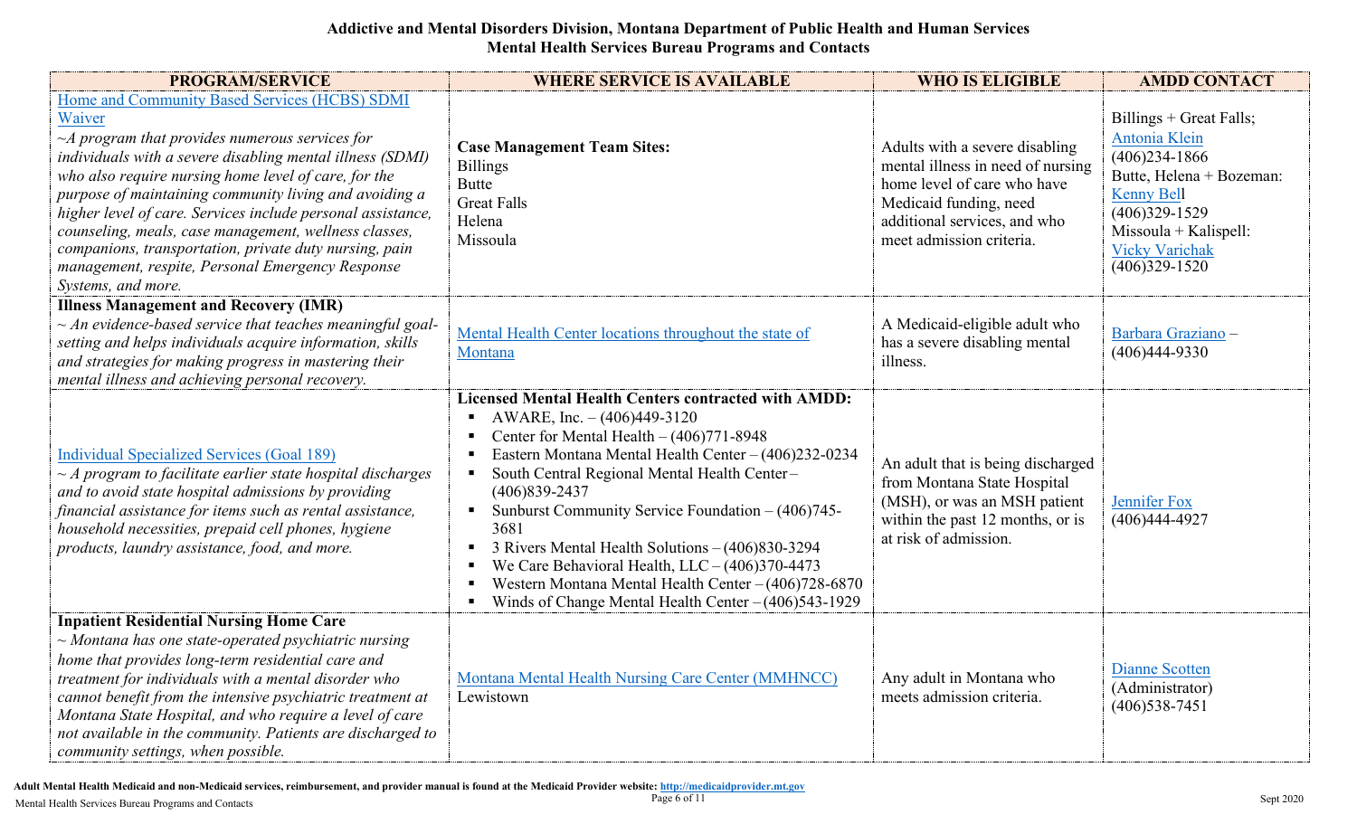**Addictive and Mental Disorders Division, Montana Department of Public Health and Human Services**
**Mental Health Services Bureau Programs and Contacts**

| PROGRAM/SERVICE | WHERE SERVICE IS AVAILABLE | WHO IS ELIGIBLE | AMDD CONTACT |
|---|---|---|---|
| Home and Community Based Services (HCBS) SDMI Waiver<br>*~A program that provides numerous services for individuals with a severe disabling mental illness (SDMI) who also require nursing home level of care, for the purpose of maintaining community living and avoiding a higher level of care. Services include personal assistance, counseling, meals, case management, wellness classes, companions, transportation, private duty nursing, pain management, respite, Personal Emergency Response Systems, and more.* | **Case Management Team Sites:**<br>Billings<br>Butte<br>Great Falls<br>Helena<br>Missoula | Adults with a severe disabling mental illness in need of nursing home level of care who have Medicaid funding, need additional services, and who meet admission criteria. | Billings + Great Falls;<br>Antonia Klein<br>(406)234-1866<br>Butte, Helena + Bozeman:<br>Kenny Bell<br>(406)329-1529<br>Missoula + Kalispell:<br>Vicky Varichak<br>(406)329-1520 |
| **Illness Management and Recovery (IMR)**<br>*~ An evidence-based service that teaches meaningful goal-setting and helps individuals acquire information, skills and strategies for making progress in mastering their mental illness and achieving personal recovery.* | Mental Health Center locations throughout the state of Montana | A Medicaid-eligible adult who has a severe disabling mental illness. | Barbara Graziano – (406)444-9330 |
| Individual Specialized Services (Goal 189)<br>*~ A program to facilitate earlier state hospital discharges and to avoid state hospital admissions by providing financial assistance for items such as rental assistance, household necessities, prepaid cell phones, hygiene products, laundry assistance, food, and more.* | **Licensed Mental Health Centers contracted with AMDD:**<br>▪ AWARE, Inc. – (406)449-3120<br>▪ Center for Mental Health – (406)771-8948<br>▪ Eastern Montana Mental Health Center – (406)232-0234<br>▪ South Central Regional Mental Health Center – (406)839-2437<br>▪ Sunburst Community Service Foundation – (406)745-3681<br>▪ 3 Rivers Mental Health Solutions – (406)830-3294<br>▪ We Care Behavioral Health, LLC – (406)370-4473<br>▪ Western Montana Mental Health Center – (406)728-6870<br>▪ Winds of Change Mental Health Center – (406)543-1929 | An adult that is being discharged from Montana State Hospital (MSH), or was an MSH patient within the past 12 months, or is at risk of admission. | Jennifer Fox<br>(406)444-4927 |
| **Inpatient Residential Nursing Home Care**<br>*~ Montana has one state-operated psychiatric nursing home that provides long-term residential care and treatment for individuals with a mental disorder who cannot benefit from the intensive psychiatric treatment at Montana State Hospital, and who require a level of care not available in the community. Patients are discharged to community settings, when possible.* | Montana Mental Health Nursing Care Center (MMHNCC)<br>Lewistown | Any adult in Montana who meets admission criteria. | Dianne Scotten<br>(Administrator)<br>(406)538-7451 |

**Adult Mental Health Medicaid and non-Medicaid services, reimbursement, and provider manual is found at the Medicaid Provider website: http://medicaidprovider.mt.gov**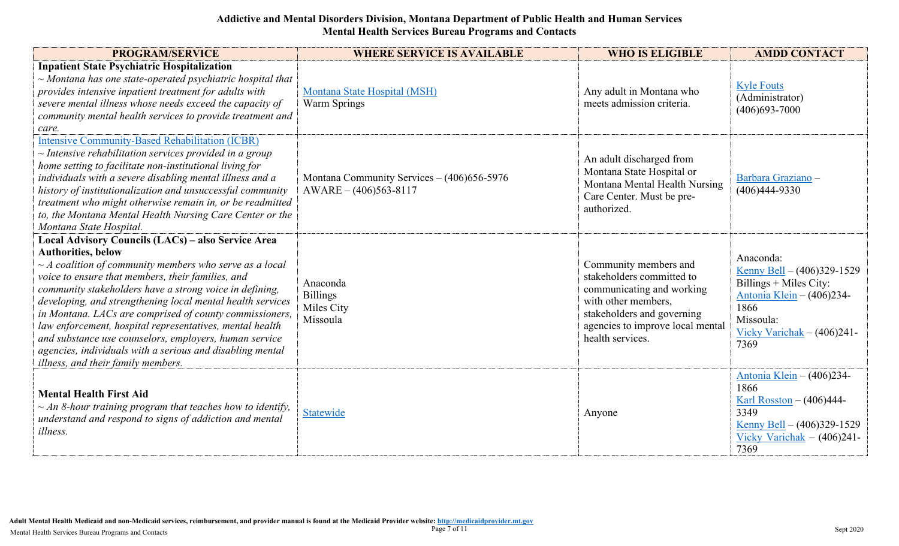**Addictive and Mental Disorders Division, Montana Department of Public Health and Human Services**
**Mental Health Services Bureau Programs and Contacts**

| PROGRAM/SERVICE | WHERE SERVICE IS AVAILABLE | WHO IS ELIGIBLE | AMDD CONTACT |
|---|---|---|---|
| **Inpatient State Psychiatric Hospitalization** *~ Montana has one state-operated psychiatric hospital that provides intensive inpatient treatment for adults with severe mental illness whose needs exceed the capacity of community mental health services to provide treatment and care.* | Montana State Hospital (MSH) Warm Springs | Any adult in Montana who meets admission criteria. | Kyle Fouts (Administrator) (406)693-7000 |
| Intensive Community-Based Rehabilitation (ICBR) *~ Intensive rehabilitation services provided in a group home setting to facilitate non-institutional living for individuals with a severe disabling mental illness and a history of institutionalization and unsuccessful community treatment who might otherwise remain in, or be readmitted to, the Montana Mental Health Nursing Care Center or the Montana State Hospital.* | Montana Community Services – (406)656-5976 AWARE – (406)563-8117 | An adult discharged from Montana State Hospital or Montana Mental Health Nursing Care Center. Must be pre-authorized. | Barbara Graziano – (406)444-9330 |
| **Local Advisory Councils (LACs) – also Service Area Authorities, below** *~ A coalition of community members who serve as a local voice to ensure that members, their families, and community stakeholders have a strong voice in defining, developing, and strengthening local mental health services in Montana. LACs are comprised of county commissioners, law enforcement, hospital representatives, mental health and substance use counselors, employers, human service agencies, individuals with a serious and disabling mental illness, and their family members.* | Anaconda Billings Miles City Missoula | Community members and stakeholders committed to communicating and working with other members, stakeholders and governing agencies to improve local mental health services. | Anaconda: Kenny Bell – (406)329-1529 Billings + Miles City: Antonia Klein – (406)234-1866 Missoula: Vicky Varichak – (406)241-7369 |
| **Mental Health First Aid** *~ An 8-hour training program that teaches how to identify, understand and respond to signs of addiction and mental illness.* | Statewide | Anyone | Antonia Klein – (406)234-1866 Karl Rosston – (406)444-3349 Kenny Bell – (406)329-1529 Vicky Varichak – (406)241-7369 |

**Adult Mental Health Medicaid and non-Medicaid services, reimbursement, and provider manual is found at the Medicaid Provider website: http://medicaidprovider.mt.gov**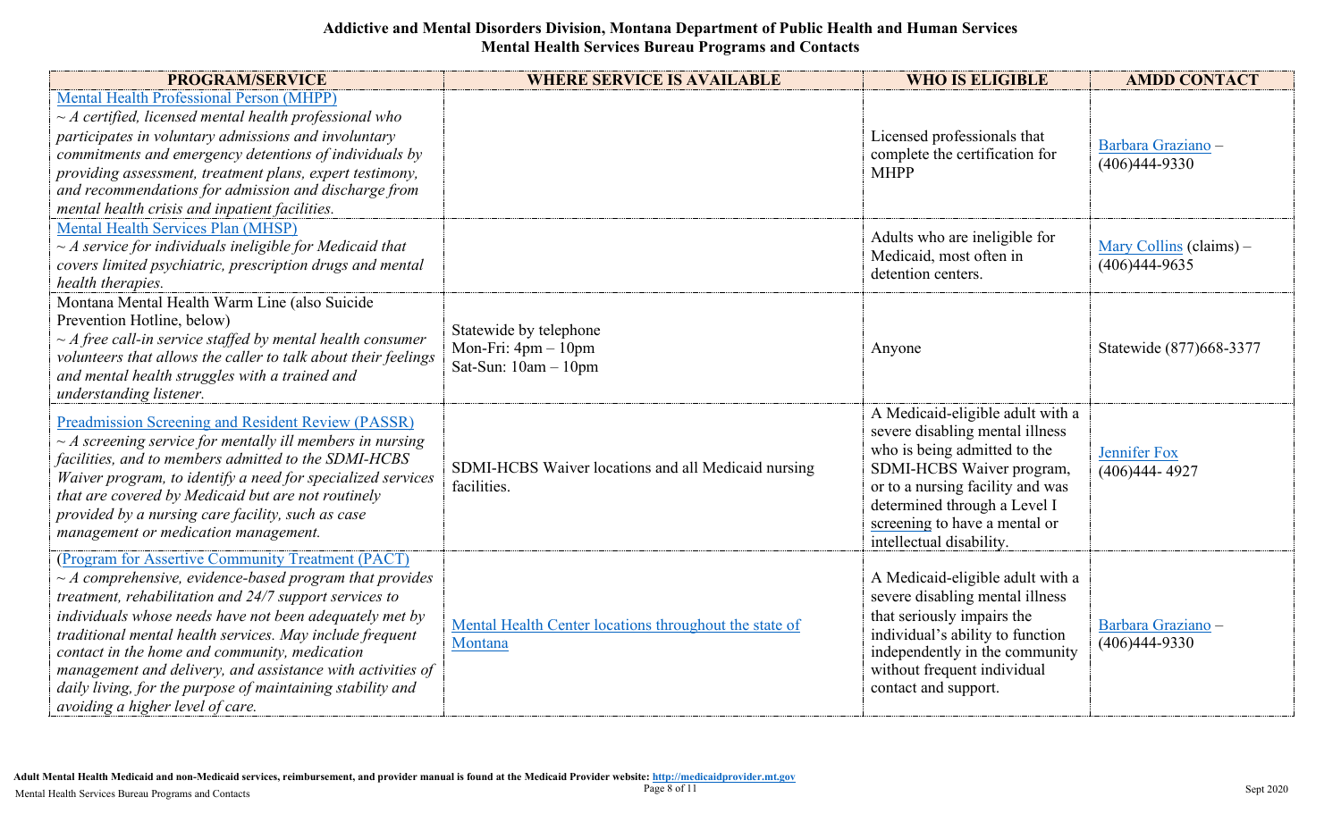**Addictive and Mental Disorders Division, Montana Department of Public Health and Human Services**
**Mental Health Services Bureau Programs and Contacts**

| PROGRAM/SERVICE | WHERE SERVICE IS AVAILABLE | WHO IS ELIGIBLE | AMDD CONTACT |
|---|---|---|---|
| Mental Health Professional Person (MHPP) *~ A certified, licensed mental health professional who participates in voluntary admissions and involuntary commitments and emergency detentions of individuals by providing assessment, treatment plans, expert testimony, and recommendations for admission and discharge from mental health crisis and inpatient facilities.* | | Licensed professionals that complete the certification for MHPP | Barbara Graziano – (406)444-9330 |
| Mental Health Services Plan (MHSP) *~ A service for individuals ineligible for Medicaid that covers limited psychiatric, prescription drugs and mental health therapies.* | | Adults who are ineligible for Medicaid, most often in detention centers. | Mary Collins (claims) – (406)444-9635 |
| Montana Mental Health Warm Line (also Suicide Prevention Hotline, below) *~ A free call-in service staffed by mental health consumer volunteers that allows the caller to talk about their feelings and mental health struggles with a trained and understanding listener.* | Statewide by telephone Mon-Fri: 4pm – 10pm Sat-Sun: 10am – 10pm | Anyone | Statewide (877)668-3377 |
| Preadmission Screening and Resident Review (PASSR) *~ A screening service for mentally ill members in nursing facilities, and to members admitted to the SDMI-HCBS Waiver program, to identify a need for specialized services that are covered by Medicaid but are not routinely provided by a nursing care facility, such as case management or medication management.* | SDMI-HCBS Waiver locations and all Medicaid nursing facilities. | A Medicaid-eligible adult with a severe disabling mental illness who is being admitted to the SDMI-HCBS Waiver program, or to a nursing facility and was determined through a Level I screening to have a mental or intellectual disability. | Jennifer Fox (406)444- 4927 |
| (Program for Assertive Community Treatment (PACT) *~ A comprehensive, evidence-based program that provides treatment, rehabilitation and 24/7 support services to individuals whose needs have not been adequately met by traditional mental health services. May include frequent contact in the home and community, medication management and delivery, and assistance with activities of daily living, for the purpose of maintaining stability and avoiding a higher level of care.* | Mental Health Center locations throughout the state of Montana | A Medicaid-eligible adult with a severe disabling mental illness that seriously impairs the individual's ability to function independently in the community without frequent individual contact and support. | Barbara Graziano – (406)444-9330 |

**Adult Mental Health Medicaid and non-Medicaid services, reimbursement, and provider manual is found at the Medicaid Provider website: http://medicaidprovider.mt.gov**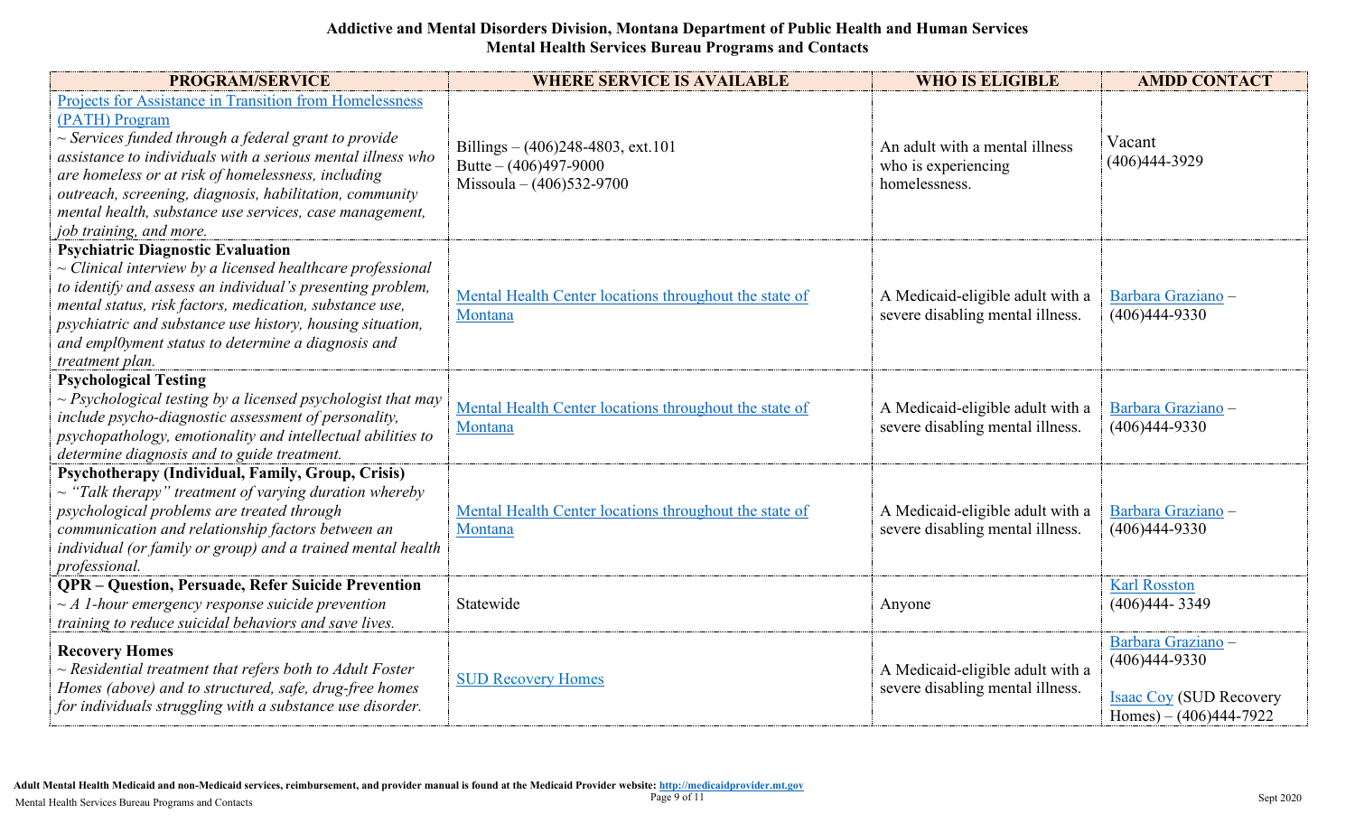**Addictive and Mental Disorders Division, Montana Department of Public Health and Human Services**
**Mental Health Services Bureau Programs and Contacts**

| PROGRAM/SERVICE | WHERE SERVICE IS AVAILABLE | WHO IS ELIGIBLE | AMDD CONTACT |
|---|---|---|---|
| Projects for Assistance in Transition from Homelessness (PATH) Program<br>*~ Services funded through a federal grant to provide assistance to individuals with a serious mental illness who are homeless or at risk of homelessness, including outreach, screening, diagnosis, habilitation, community mental health, substance use services, case management, job training, and more.* | Billings – (406)248-4803, ext.101<br>Butte – (406)497-9000<br>Missoula – (406)532-9700 | An adult with a mental illness who is experiencing homelessness. | Vacant<br>(406)444-3929 |
| **Psychiatric Diagnostic Evaluation**<br>*~ Clinical interview by a licensed healthcare professional to identify and assess an individual's presenting problem, mental status, risk factors, medication, substance use, psychiatric and substance use history, housing situation, and empl0yment status to determine a diagnosis and treatment plan.* | Mental Health Center locations throughout the state of Montana | A Medicaid-eligible adult with a severe disabling mental illness. | Barbara Graziano – (406)444-9330 |
| **Psychological Testing**<br>*~ Psychological testing by a licensed psychologist that may include psycho-diagnostic assessment of personality, psychopathology, emotionality and intellectual abilities to determine diagnosis and to guide treatment.* | Mental Health Center locations throughout the state of Montana | A Medicaid-eligible adult with a severe disabling mental illness. | Barbara Graziano – (406)444-9330 |
| **Psychotherapy (Individual, Family, Group, Crisis)**<br>*~ "Talk therapy" treatment of varying duration whereby psychological problems are treated through communication and relationship factors between an individual (or family or group) and a trained mental health professional.* | Mental Health Center locations throughout the state of Montana | A Medicaid-eligible adult with a severe disabling mental illness. | Barbara Graziano – (406)444-9330 |
| **QPR – Question, Persuade, Refer Suicide Prevention**<br>*~ A 1-hour emergency response suicide prevention training to reduce suicidal behaviors and save lives.* | Statewide | Anyone | Karl Rosston<br>(406)444- 3349 |
| **Recovery Homes**<br>*~ Residential treatment that refers both to Adult Foster Homes (above) and to structured, safe, drug-free homes for individuals struggling with a substance use disorder.* | SUD Recovery Homes | A Medicaid-eligible adult with a severe disabling mental illness. | Barbara Graziano – (406)444-9330<br><br>Isaac Coy (SUD Recovery Homes) – (406)444-7922 |

**Adult Mental Health Medicaid and non-Medicaid services, reimbursement, and provider manual is found at the Medicaid Provider website: http://medicaidprovider.mt.gov**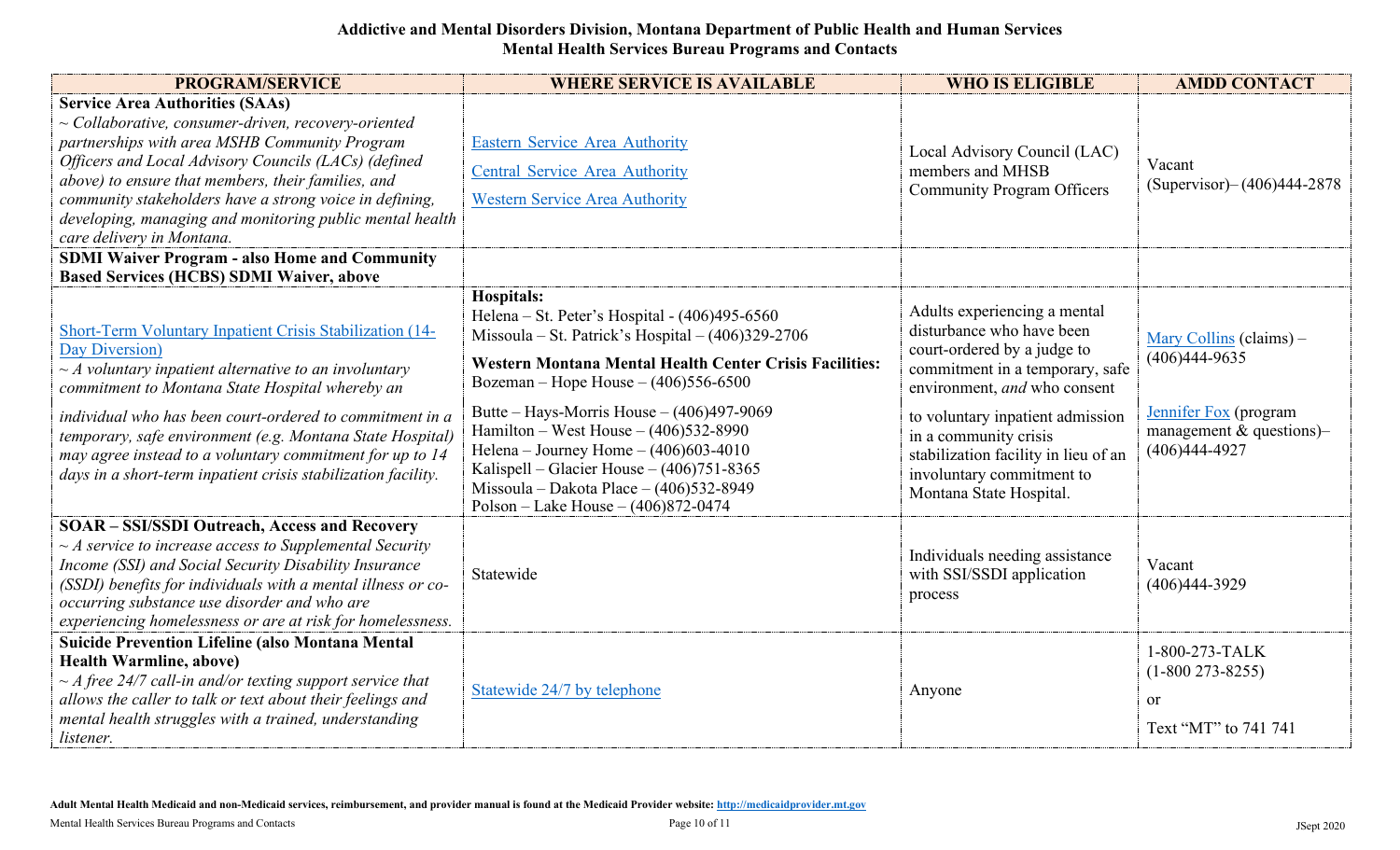**Addictive and Mental Disorders Division, Montana Department of Public Health and Human Services**
**Mental Health Services Bureau Programs and Contacts**

| PROGRAM/SERVICE | WHERE SERVICE IS AVAILABLE | WHO IS ELIGIBLE | AMDD CONTACT |
|---|---|---|---|
| **Service Area Authorities (SAAs)**<br>*~ Collaborative, consumer-driven, recovery-oriented partnerships with area MSHB Community Program Officers and Local Advisory Councils (LACs) (defined above) to ensure that members, their families, and community stakeholders have a strong voice in defining, developing, managing and monitoring public mental health care delivery in Montana.* | Eastern Service Area Authority<br>Central Service Area Authority<br>Western Service Area Authority | Local Advisory Council (LAC) members and MHSB Community Program Officers | Vacant<br>(Supervisor)– (406)444-2878 |
| **SDMI Waiver Program - also Home and Community Based Services (HCBS) SDMI Waiver, above** | | | |
| Short-Term Voluntary Inpatient Crisis Stabilization (14-Day Diversion)<br>*~ A voluntary inpatient alternative to an involuntary commitment to Montana State Hospital whereby an individual who has been court-ordered to commitment in a temporary, safe environment (e.g. Montana State Hospital) may agree instead to a voluntary commitment for up to 14 days in a short-term inpatient crisis stabilization facility.* | **Hospitals:**<br>Helena – St. Peter's Hospital - (406)495-6560<br>Missoula – St. Patrick's Hospital – (406)329-2706<br>**Western Montana Mental Health Center Crisis Facilities:**<br>Bozeman – Hope House – (406)556-6500<br>Butte – Hays-Morris House – (406)497-9069<br>Hamilton – West House – (406)532-8990<br>Helena – Journey Home – (406)603-4010<br>Kalispell – Glacier House – (406)751-8365<br>Missoula – Dakota Place – (406)532-8949<br>Polson – Lake House – (406)872-0474 | Adults experiencing a mental disturbance who have been court-ordered by a judge to commitment in a temporary, safe environment, *and* who consent to voluntary inpatient admission in a community crisis stabilization facility in lieu of an involuntary commitment to Montana State Hospital. | Mary Collins (claims) – (406)444-9635<br>Jennifer Fox (program management & questions)– (406)444-4927 |
| **SOAR – SSI/SSDI Outreach, Access and Recovery**<br>*~ A service to increase access to Supplemental Security Income (SSI) and Social Security Disability Insurance (SSDI) benefits for individuals with a mental illness or co-occurring substance use disorder and who are experiencing homelessness or are at risk for homelessness.* | Statewide | Individuals needing assistance with SSI/SSDI application process | Vacant<br>(406)444-3929 |
| **Suicide Prevention Lifeline (also Montana Mental Health Warmline, above)**<br>*~ A free 24/7 call-in and/or texting support service that allows the caller to talk or text about their feelings and mental health struggles with a trained, understanding listener.* | Statewide 24/7 by telephone | Anyone | 1-800-273-TALK<br>(1-800 273-8255)<br>or<br>Text "MT" to 741 741 |

**Adult Mental Health Medicaid and non-Medicaid services, reimbursement, and provider manual is found at the Medicaid Provider website: http://medicaidprovider.mt.gov**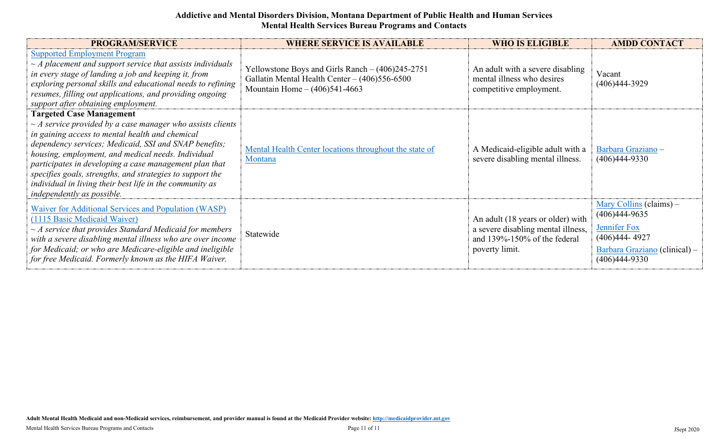**Addictive and Mental Disorders Division, Montana Department of Public Health and Human Services**
**Mental Health Services Bureau Programs and Contacts**

| PROGRAM/SERVICE | WHERE SERVICE IS AVAILABLE | WHO IS ELIGIBLE | AMDD CONTACT |
|---|---|---|---|
| Supported Employment Program<br>*~ A placement and support service that assists individuals in every stage of landing a job and keeping it, from exploring personal skills and educational needs to refining resumes, filling out applications, and providing ongoing support after obtaining employment.* | Yellowstone Boys and Girls Ranch – (406)245-2751<br>Gallatin Mental Health Center – (406)556-6500<br>Mountain Home – (406)541-4663 | An adult with a severe disabling mental illness who desires competitive employment. | Vacant<br>(406)444-3929 |
| **Targeted Case Management**<br>*~ A service provided by a case manager who assists clients in gaining access to mental health and chemical dependency services; Medicaid, SSI and SNAP benefits; housing, employment, and medical needs. Individual participates in developing a case management plan that specifies goals, strengths, and strategies to support the individual in living their best life in the community as independently as possible.* | Mental Health Center locations throughout the state of Montana | A Medicaid-eligible adult with a severe disabling mental illness. | Barbara Graziano – (406)444-9330 |
| Waiver for Additional Services and Population (WASP) (1115 Basic Medicaid Waiver)<br>*~ A service that provides Standard Medicaid for members with a severe disabling mental illness who are over income for Medicaid; or who are Medicare-eligible and ineligible for free Medicaid. Formerly known as the HIFA Waiver.* | Statewide | An adult (18 years or older) with a severe disabling mental illness, and 139%-150% of the federal poverty limit. | Mary Collins (claims) – (406)444-9635<br>Jennifer Fox<br>(406)444- 4927<br>Barbara Graziano (clinical) – (406)444-9330 |

**Adult Mental Health Medicaid and non-Medicaid services, reimbursement, and provider manual is found at the Medicaid Provider website: http://medicaidprovider.mt.gov**